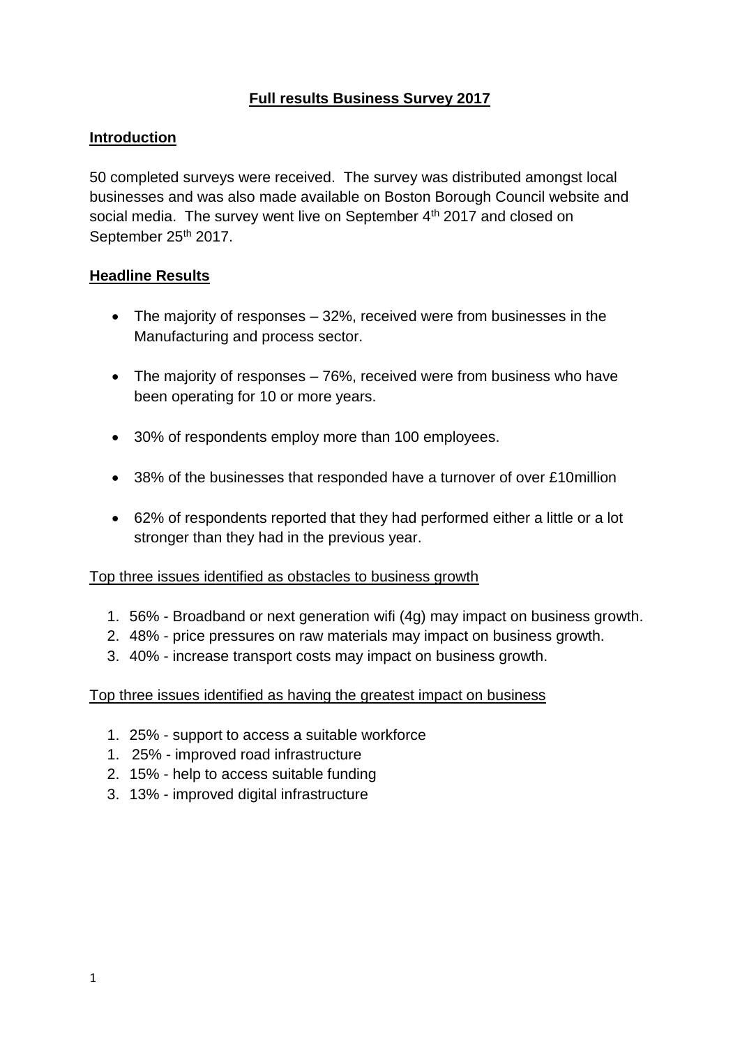# Full results Business Survey 2017

## Introduction

50 completed surveys were received. The survey was distributed amongst local businesses and was also made available on Boston Borough Council website and social media. The survey went live on September 4th 2017 and closed on September 25th 2017.

## Headline Results

- The majority of responses – 32%, received were from businesses in the Manufacturing and process sector.
- The majority of responses – 76%, received were from business who have been operating for 10 or more years.
- 30% of respondents employ more than 100 employees.
- 38% of the businesses that responded have a turnover of over £10million
- 62% of respondents reported that they had performed either a little or a lot stronger than they had in the previous year.

Top three issues identified as obstacles to business growth

1. 56% - Broadband or next generation wifi (4g) may impact on business growth.
2. 48% - price pressures on raw materials may impact on business growth.
3. 40% - increase transport costs may impact on business growth.

Top three issues identified as having the greatest impact on business

1. 25% - support to access a suitable workforce
1. 25% - improved road infrastructure
2. 15% - help to access suitable funding
3. 13% - improved digital infrastructure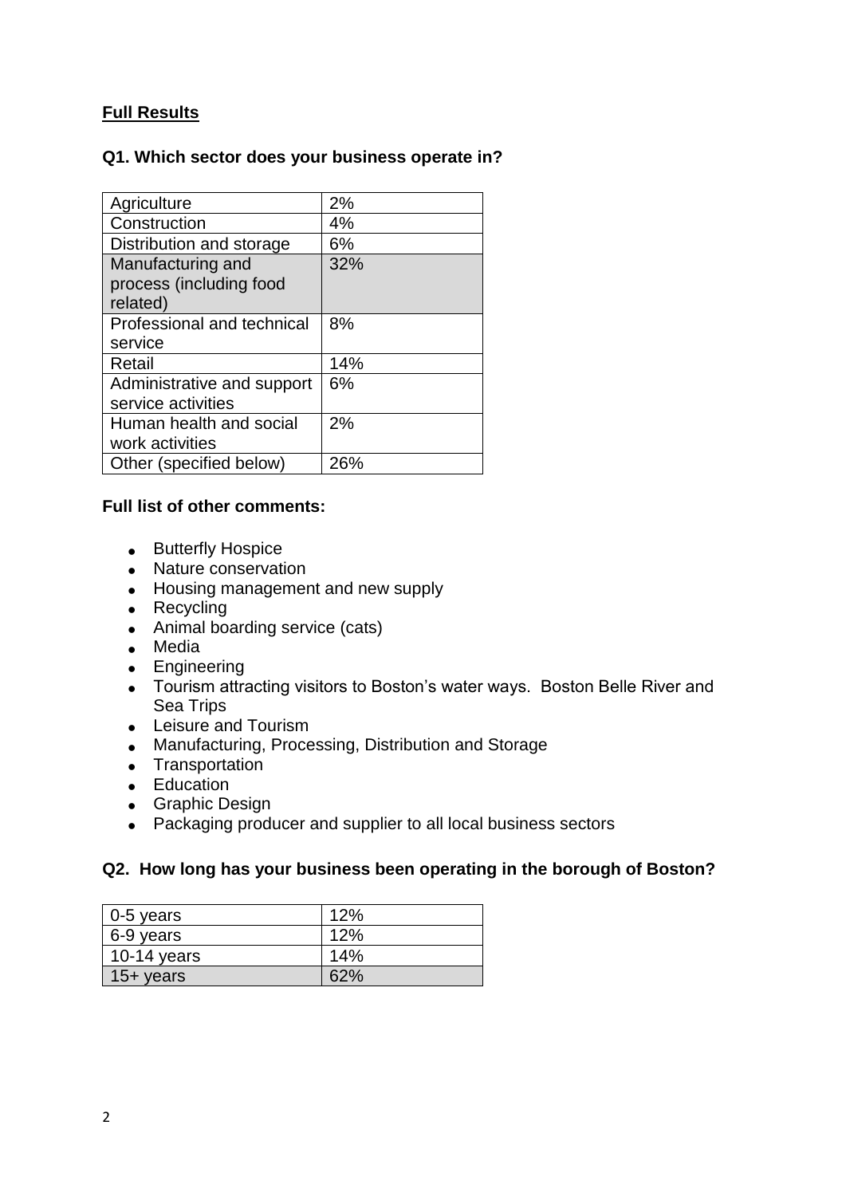## **Full Results**

### Q1. Which sector does your business operate in?

| Sector | % |
|---|---|
| Agriculture | 2% |
| Construction | 4% |
| Distribution and storage | 6% |
| Manufacturing and process (including food related) | 32% |
| Professional and technical service | 8% |
| Retail | 14% |
| Administrative and support service activities | 6% |
| Human health and social work activities | 2% |
| Other (specified below) | 26% |

**Full list of other comments:**

- Butterfly Hospice
- Nature conservation
- Housing management and new supply
- Recycling
- Animal boarding service (cats)
- Media
- Engineering
- Tourism attracting visitors to Boston's water ways. Boston Belle River and Sea Trips
- Leisure and Tourism
- Manufacturing, Processing, Distribution and Storage
- Transportation
- Education
- Graphic Design
- Packaging producer and supplier to all local business sectors

### Q2. How long has your business been operating in the borough of Boston?

| Duration | % |
|---|---|
| 0-5 years | 12% |
| 6-9 years | 12% |
| 10-14 years | 14% |
| 15+ years | 62% |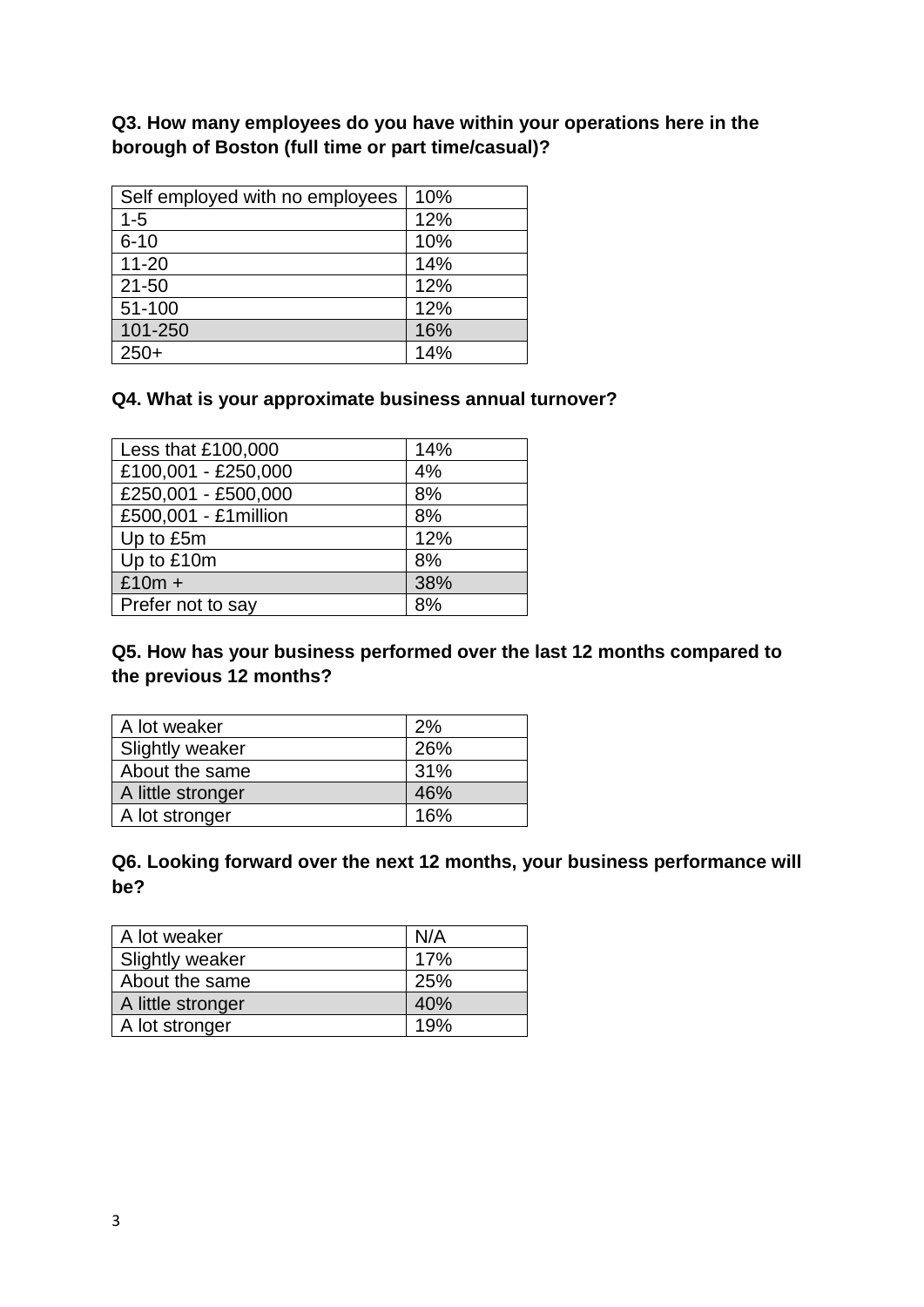**Q3. How many employees do you have within your operations here in the borough of Boston (full time or part time/casual)?**

| Self employed with no employees | 10% |
|---|---|
| 1-5 | 12% |
| 6-10 | 10% |
| 11-20 | 14% |
| 21-50 | 12% |
| 51-100 | 12% |
| 101-250 | 16% |
| 250+ | 14% |

**Q4. What is your approximate business annual turnover?**

| Less that £100,000 | 14% |
|---|---|
| £100,001 - £250,000 | 4% |
| £250,001 - £500,000 | 8% |
| £500,001 - £1million | 8% |
| Up to £5m | 12% |
| Up to £10m | 8% |
| £10m + | 38% |
| Prefer not to say | 8% |

**Q5. How has your business performed over the last 12 months compared to the previous 12 months?**

| A lot weaker | 2% |
|---|---|
| Slightly weaker | 26% |
| About the same | 31% |
| A little stronger | 46% |
| A lot stronger | 16% |

**Q6. Looking forward over the next 12 months, your business performance will be?**

| A lot weaker | N/A |
|---|---|
| Slightly weaker | 17% |
| About the same | 25% |
| A little stronger | 40% |
| A lot stronger | 19% |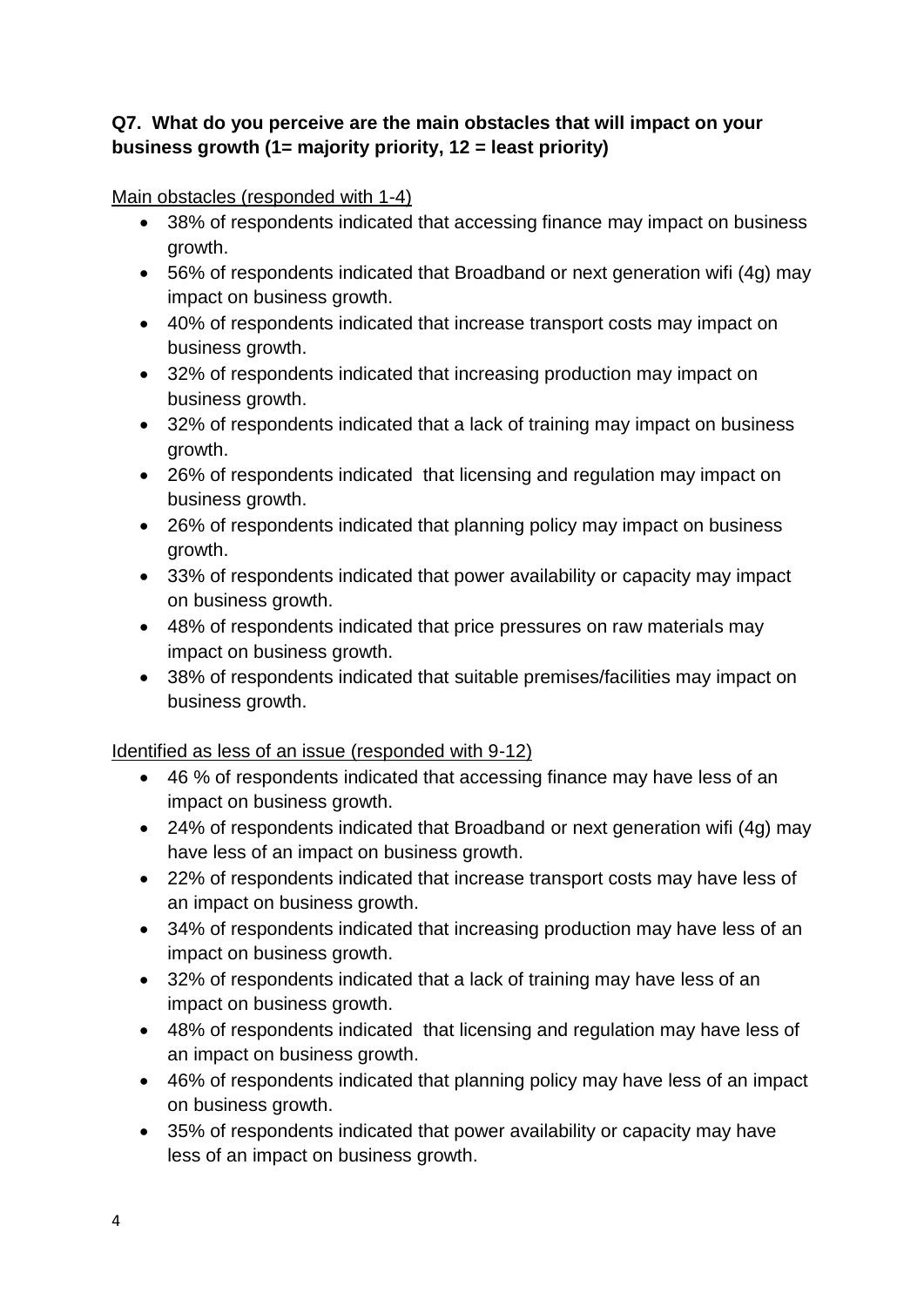**Q7. What do you perceive are the main obstacles that will impact on your business growth (1= majority priority, 12 = least priority)**

Main obstacles (responded with 1-4)

- 38% of respondents indicated that accessing finance may impact on business growth.
- 56% of respondents indicated that Broadband or next generation wifi (4g) may impact on business growth.
- 40% of respondents indicated that increase transport costs may impact on business growth.
- 32% of respondents indicated that increasing production may impact on business growth.
- 32% of respondents indicated that a lack of training may impact on business growth.
- 26% of respondents indicated that licensing and regulation may impact on business growth.
- 26% of respondents indicated that planning policy may impact on business growth.
- 33% of respondents indicated that power availability or capacity may impact on business growth.
- 48% of respondents indicated that price pressures on raw materials may impact on business growth.
- 38% of respondents indicated that suitable premises/facilities may impact on business growth.

Identified as less of an issue (responded with 9-12)

- 46 % of respondents indicated that accessing finance may have less of an impact on business growth.
- 24% of respondents indicated that Broadband or next generation wifi (4g) may have less of an impact on business growth.
- 22% of respondents indicated that increase transport costs may have less of an impact on business growth.
- 34% of respondents indicated that increasing production may have less of an impact on business growth.
- 32% of respondents indicated that a lack of training may have less of an impact on business growth.
- 48% of respondents indicated that licensing and regulation may have less of an impact on business growth.
- 46% of respondents indicated that planning policy may have less of an impact on business growth.
- 35% of respondents indicated that power availability or capacity may have less of an impact on business growth.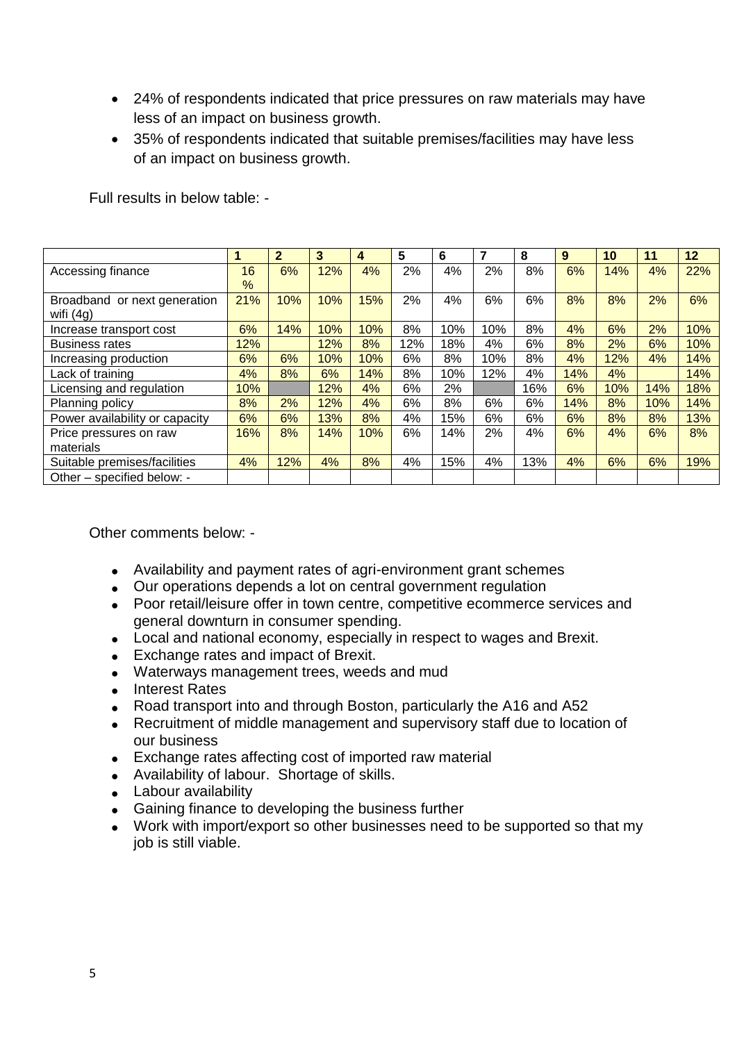- 24% of respondents indicated that price pressures on raw materials may have less of an impact on business growth.
- 35% of respondents indicated that suitable premises/facilities may have less of an impact on business growth.

Full results in below table: -

| | 1 | 2 | 3 | 4 | 5 | 6 | 7 | 8 | 9 | 10 | 11 | 12 |
|---|---|---|---|---|---|---|---|---|---|---|---|---|
| Accessing finance | 16% | 6% | 12% | 4% | 2% | 4% | 2% | 8% | 6% | 14% | 4% | 22% |
| Broadband or next generation wifi (4g) | 21% | 10% | 10% | 15% | 2% | 4% | 6% | 6% | 8% | 8% | 2% | 6% |
| Increase transport cost | 6% | 14% | 10% | 10% | 8% | 10% | 10% | 8% | 4% | 6% | 2% | 10% |
| Business rates | 12% | | 12% | 8% | 12% | 18% | 4% | 6% | 8% | 2% | 6% | 10% |
| Increasing production | 6% | 6% | 10% | 10% | 6% | 8% | 10% | 8% | 4% | 12% | 4% | 14% |
| Lack of training | 4% | 8% | 6% | 14% | 8% | 10% | 12% | 4% | 14% | 4% | | 14% |
| Licensing and regulation | 10% | | 12% | 4% | 6% | 2% | | 16% | 6% | 10% | 14% | 18% |
| Planning policy | 8% | 2% | 12% | 4% | 6% | 8% | 6% | 6% | 14% | 8% | 10% | 14% |
| Power availability or capacity | 6% | 6% | 13% | 8% | 4% | 15% | 6% | 6% | 6% | 8% | 8% | 13% |
| Price pressures on raw materials | 16% | 8% | 14% | 10% | 6% | 14% | 2% | 4% | 6% | 4% | 6% | 8% |
| Suitable premises/facilities | 4% | 12% | 4% | 8% | 4% | 15% | 4% | 13% | 4% | 6% | 6% | 19% |
| Other – specified below: - | | | | | | | | | | | | |

Other comments below: -

- Availability and payment rates of agri-environment grant schemes
- Our operations depends a lot on central government regulation
- Poor retail/leisure offer in town centre, competitive ecommerce services and general downturn in consumer spending.
- Local and national economy, especially in respect to wages and Brexit.
- Exchange rates and impact of Brexit.
- Waterways management trees, weeds and mud
- Interest Rates
- Road transport into and through Boston, particularly the A16 and A52
- Recruitment of middle management and supervisory staff due to location of our business
- Exchange rates affecting cost of imported raw material
- Availability of labour. Shortage of skills.
- Labour availability
- Gaining finance to developing the business further
- Work with import/export so other businesses need to be supported so that my job is still viable.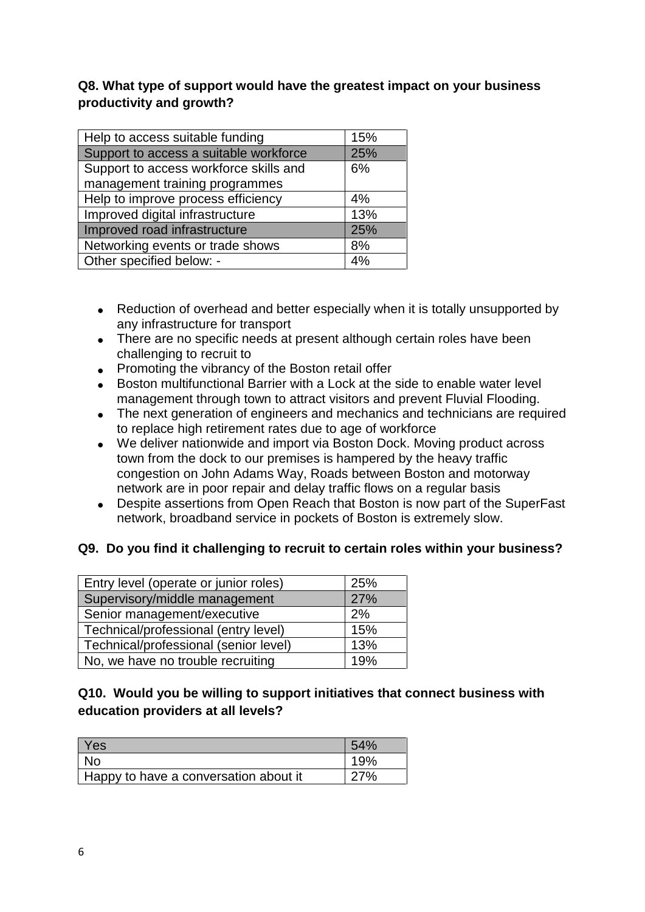**Q8. What type of support would have the greatest impact on your business productivity and growth?**

| Response | % |
|---|---|
| Help to access suitable funding | 15% |
| Support to access a suitable workforce | 25% |
| Support to access workforce skills and management training programmes | 6% |
| Help to improve process efficiency | 4% |
| Improved digital infrastructure | 13% |
| Improved road infrastructure | 25% |
| Networking events or trade shows | 8% |
| Other specified below: - | 4% |

- Reduction of overhead and better especially when it is totally unsupported by any infrastructure for transport
- There are no specific needs at present although certain roles have been challenging to recruit to
- Promoting the vibrancy of the Boston retail offer
- Boston multifunctional Barrier with a Lock at the side to enable water level management through town to attract visitors and prevent Fluvial Flooding.
- The next generation of engineers and mechanics and technicians are required to replace high retirement rates due to age of workforce
- We deliver nationwide and import via Boston Dock. Moving product across town from the dock to our premises is hampered by the heavy traffic congestion on John Adams Way, Roads between Boston and motorway network are in poor repair and delay traffic flows on a regular basis
- Despite assertions from Open Reach that Boston is now part of the SuperFast network, broadband service in pockets of Boston is extremely slow.

**Q9. Do you find it challenging to recruit to certain roles within your business?**

| Response | % |
|---|---|
| Entry level (operate or junior roles) | 25% |
| Supervisory/middle management | 27% |
| Senior management/executive | 2% |
| Technical/professional (entry level) | 15% |
| Technical/professional (senior level) | 13% |
| No, we have no trouble recruiting | 19% |

**Q10. Would you be willing to support initiatives that connect business with education providers at all levels?**

| Response | % |
|---|---|
| Yes | 54% |
| No | 19% |
| Happy to have a conversation about it | 27% |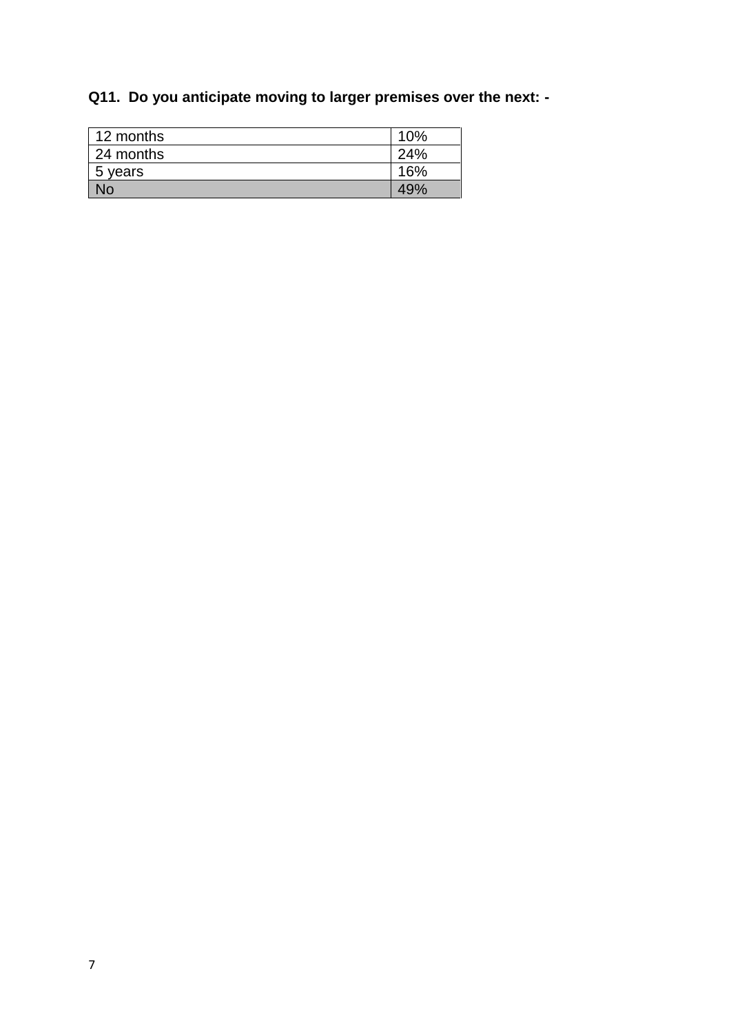**Q11. Do you anticipate moving to larger premises over the next: -**

| | |
|---|---|
| 12 months | 10% |
| 24 months | 24% |
| 5 years | 16% |
| No | 49% |